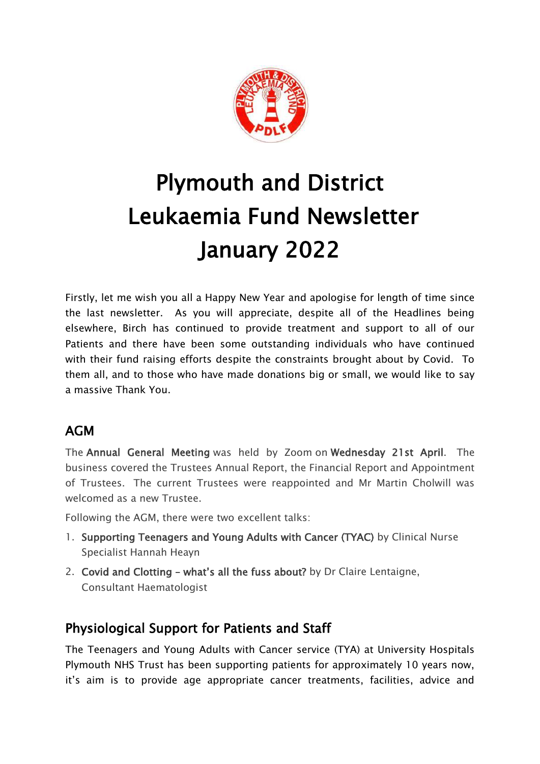# Plymouth and District Leukaemia Fund Newsletter January 2022

Firstly, let me wish you all a Happy New Year and apologise for length of time since the last newsletter. As you will appreciate, despite all of the Headlines being elsewhere, Birch has continued to provide treatment and support to all of our Patients and there have been some outstanding individuals who have continued with their fund raising efforts despite the constraints brought about by Covid. To them all, and to those who have made donations big or small, we would like to say a massive Thank You.

## AGM

The **Annual General Meeting** was held by Zoom on **Wednesday 21st April**. The business covered the Trustees Annual Report, the Financial Report and Appointment of Trustees. The current Trustees were reappointed and Mr Martin Cholwill was welcomed as a new Trustee.

Following the AGM, there were two excellent talks:

1. **Supporting Teenagers and Young Adults with Cancer (TYAC)** by Clinical Nurse Specialist Hannah Heayn
2. **Covid and Clotting – what's all the fuss about?** by Dr Claire Lentaigne, Consultant Haematologist

## Physiological Support for Patients and Staff

The Teenagers and Young Adults with Cancer service (TYA) at University Hospitals Plymouth NHS Trust has been supporting patients for approximately 10 years now, it's aim is to provide age appropriate cancer treatments, facilities, advice and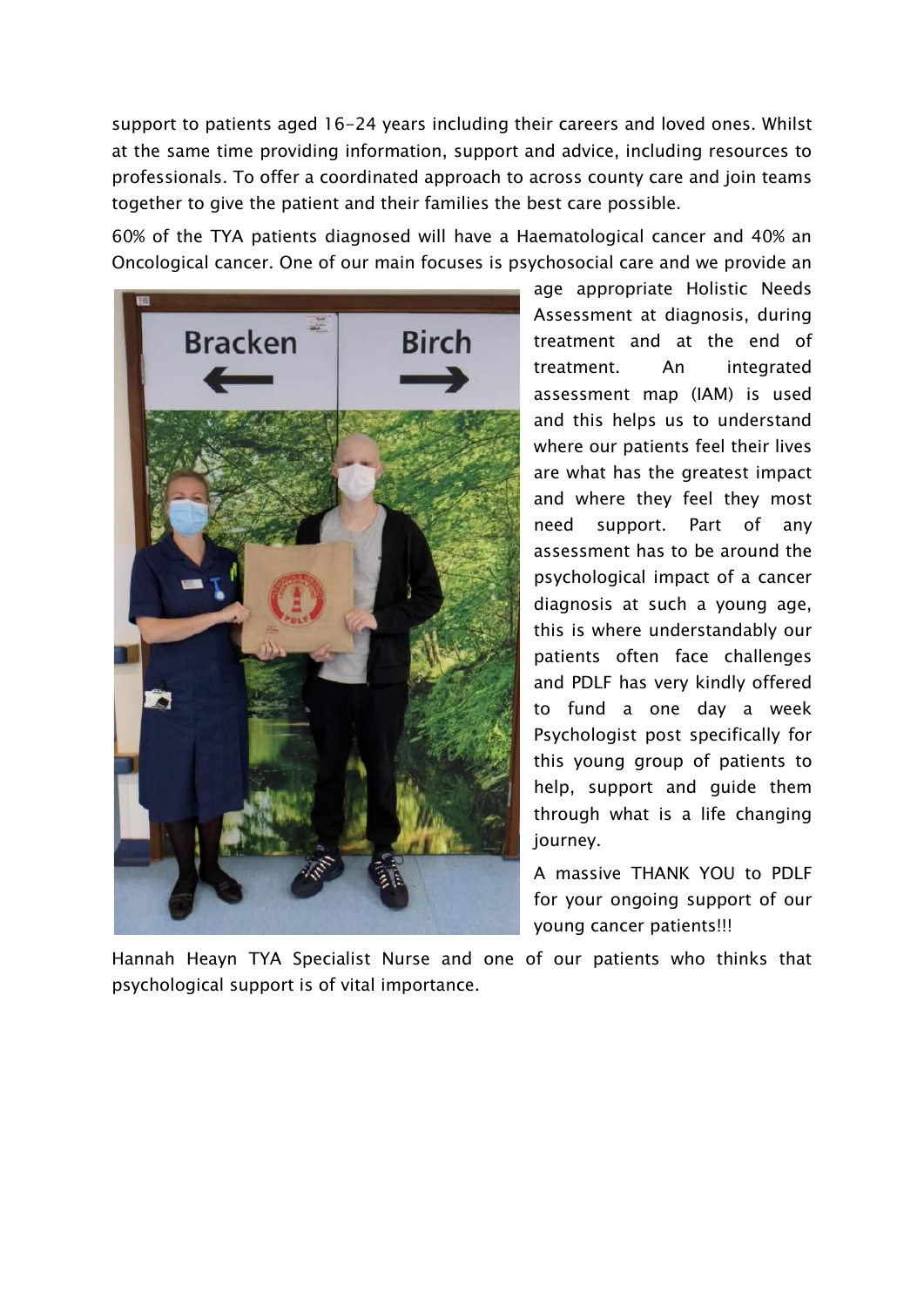support to patients aged 16-24 years including their careers and loved ones. Whilst at the same time providing information, support and advice, including resources to professionals. To offer a coordinated approach to across county care and join teams together to give the patient and their families the best care possible.

60% of the TYA patients diagnosed will have a Haematological cancer and 40% an Oncological cancer. One of our main focuses is psychosocial care and we provide an age appropriate Holistic Needs Assessment at diagnosis, during treatment and at the end of treatment. An integrated assessment map (IAM) is used and this helps us to understand where our patients feel their lives are what has the greatest impact and where they feel they most need support. Part of any assessment has to be around the psychological impact of a cancer diagnosis at such a young age, this is where understandably our patients often face challenges and PDLF has very kindly offered to fund a one day a week Psychologist post specifically for this young group of patients to help, support and guide them through what is a life changing journey.

A massive THANK YOU to PDLF for your ongoing support of our young cancer patients!!!

Hannah Heayn TYA Specialist Nurse and one of our patients who thinks that psychological support is of vital importance.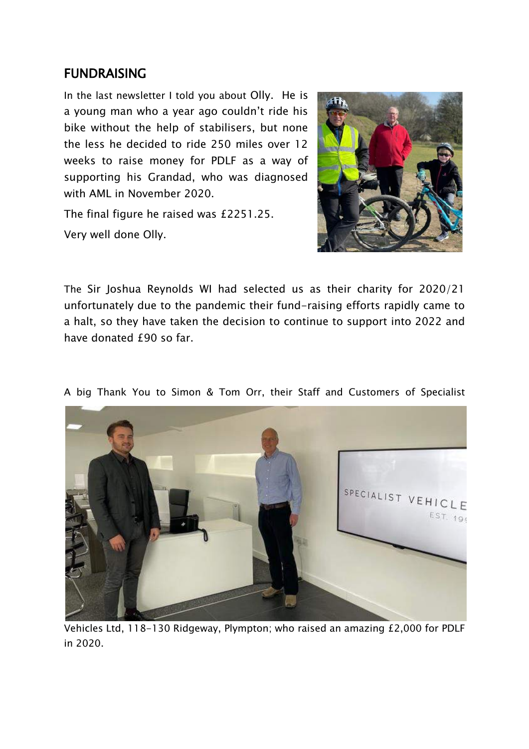## FUNDRAISING

In the last newsletter I told you about Olly. He is a young man who a year ago couldn't ride his bike without the help of stabilisers, but none the less he decided to ride 250 miles over 12 weeks to raise money for PDLF as a way of supporting his Grandad, who was diagnosed with AML in November 2020.

The final figure he raised was £2251.25.

Very well done Olly.

The Sir Joshua Reynolds WI had selected us as their charity for 2020/21 unfortunately due to the pandemic their fund-raising efforts rapidly came to a halt, so they have taken the decision to continue to support into 2022 and have donated £90 so far.

A big Thank You to Simon & Tom Orr, their Staff and Customers of Specialist Vehicles Ltd, 118-130 Ridgeway, Plympton; who raised an amazing £2,000 for PDLF in 2020.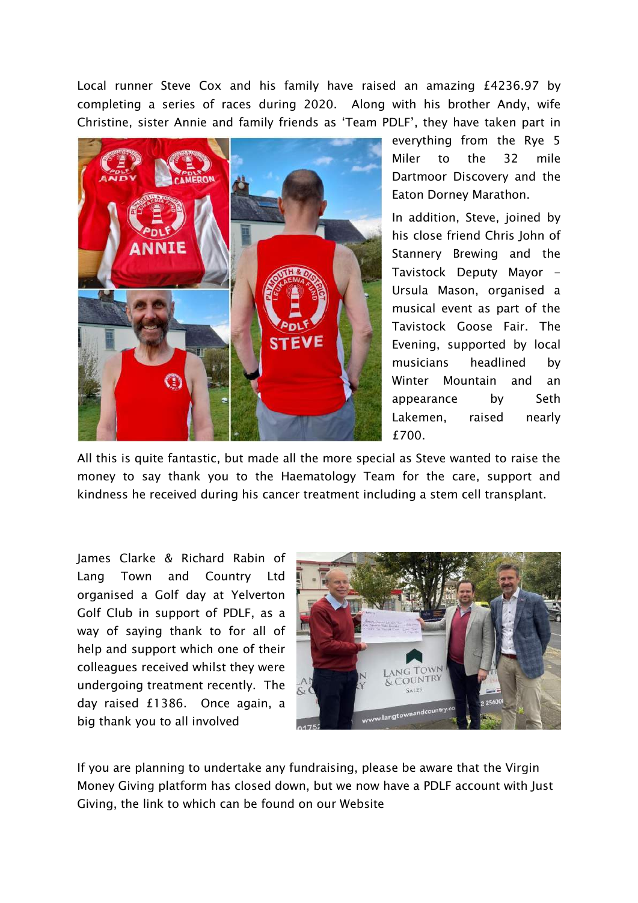Local runner Steve Cox and his family have raised an amazing £4236.97 by completing a series of races during 2020. Along with his brother Andy, wife Christine, sister Annie and family friends as 'Team PDLF', they have taken part in everything from the Rye 5 Miler to the 32 mile Dartmoor Discovery and the Eaton Dorney Marathon.

In addition, Steve, joined by his close friend Chris John of Stannery Brewing and the Tavistock Deputy Mayor – Ursula Mason, organised a musical event as part of the Tavistock Goose Fair. The Evening, supported by local musicians headlined by Winter Mountain and an appearance by Seth Lakemen, raised nearly £700.

All this is quite fantastic, but made all the more special as Steve wanted to raise the money to say thank you to the Haematology Team for the care, support and kindness he received during his cancer treatment including a stem cell transplant.

James Clarke & Richard Rabin of Lang Town and Country Ltd organised a Golf day at Yelverton Golf Club in support of PDLF, as a way of saying thank to for all of help and support which one of their colleagues received whilst they were undergoing treatment recently. The day raised £1386. Once again, a big thank you to all involved

If you are planning to undertake any fundraising, please be aware that the Virgin Money Giving platform has closed down, but we now have a PDLF account with Just Giving, the link to which can be found on our Website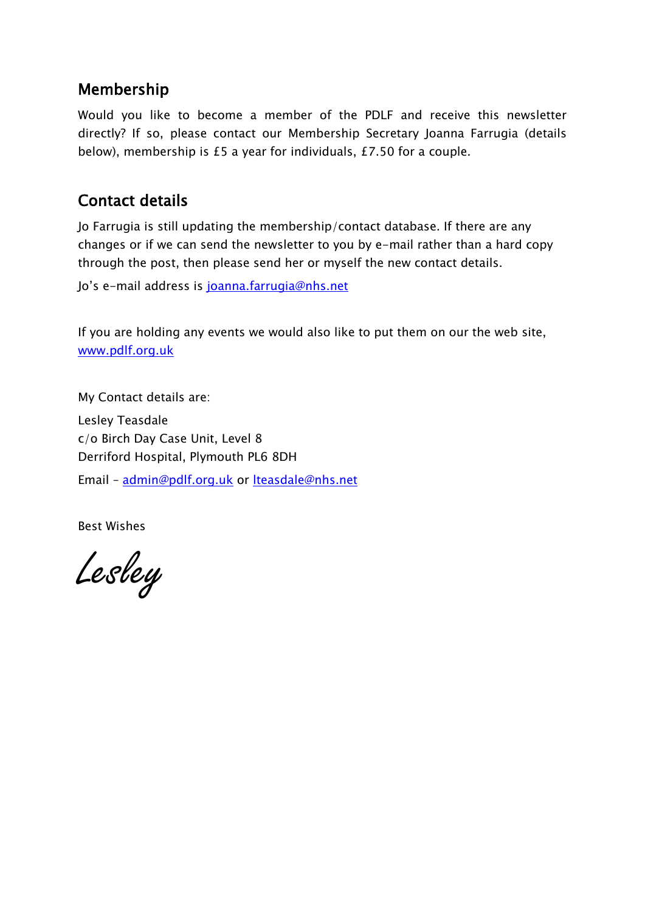## Membership

Would you like to become a member of the PDLF and receive this newsletter directly? If so, please contact our Membership Secretary Joanna Farrugia (details below), membership is £5 a year for individuals, £7.50 for a couple.

## Contact details

Jo Farrugia is still updating the membership/contact database. If there are any changes or if we can send the newsletter to you by e-mail rather than a hard copy through the post, then please send her or myself the new contact details.

Jo's e-mail address is joanna.farrugia@nhs.net

If you are holding any events we would also like to put them on our the web site, www.pdlf.org.uk

My Contact details are:

Lesley Teasdale
c/o Birch Day Case Unit, Level 8
Derriford Hospital, Plymouth PL6 8DH

Email – admin@pdlf.org.uk or lteasdale@nhs.net

Best Wishes

*Lesley*